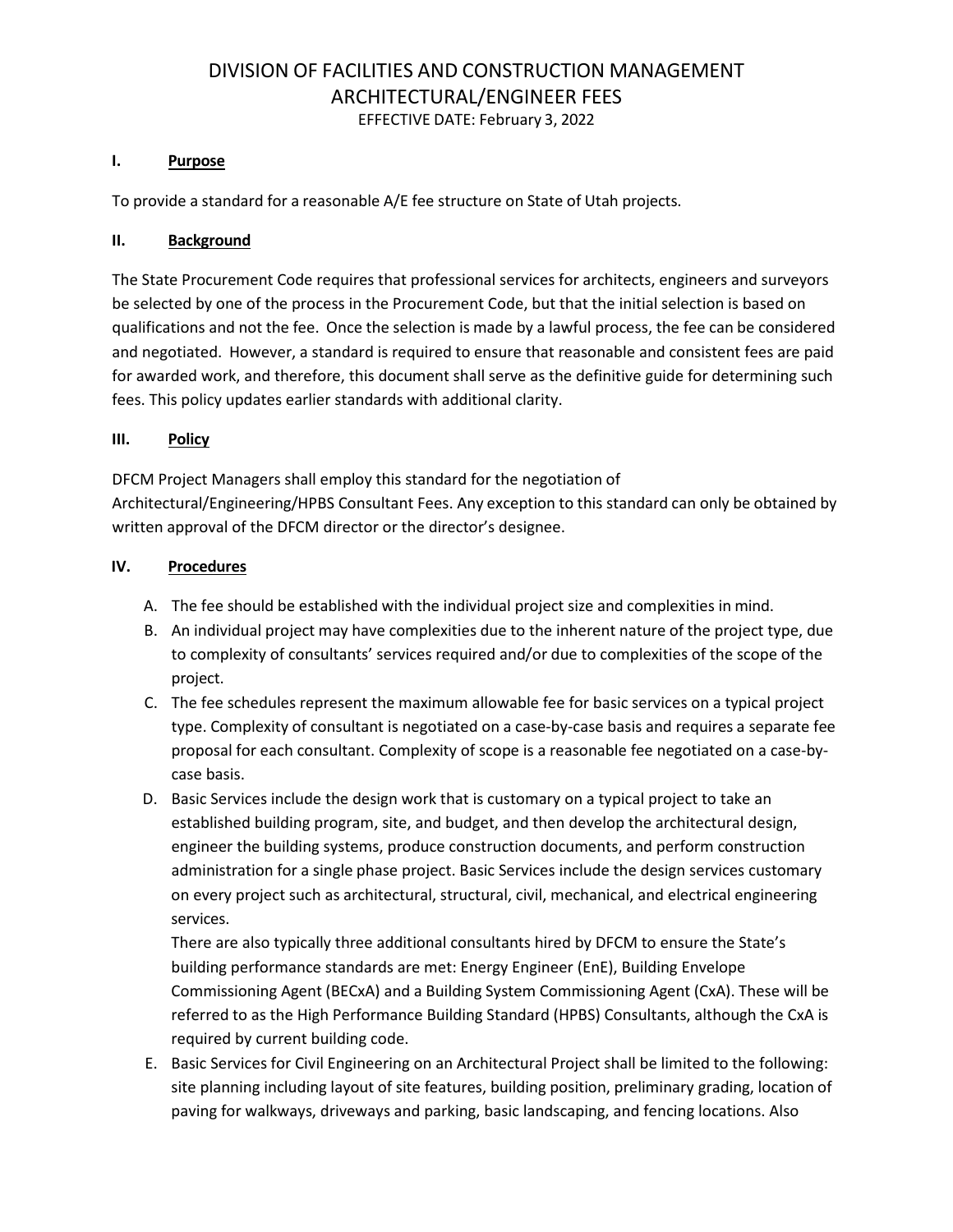# DIVISION OF FACILITIES AND CONSTRUCTION MANAGEMENT
# ARCHITECTURAL/ENGINEER FEES

EFFECTIVE DATE: February 3, 2022

## I. Purpose

To provide a standard for a reasonable A/E fee structure on State of Utah projects.

## II. Background

The State Procurement Code requires that professional services for architects, engineers and surveyors be selected by one of the process in the Procurement Code, but that the initial selection is based on qualifications and not the fee. Once the selection is made by a lawful process, the fee can be considered and negotiated. However, a standard is required to ensure that reasonable and consistent fees are paid for awarded work, and therefore, this document shall serve as the definitive guide for determining such fees. This policy updates earlier standards with additional clarity.

## III. Policy

DFCM Project Managers shall employ this standard for the negotiation of Architectural/Engineering/HPBS Consultant Fees. Any exception to this standard can only be obtained by written approval of the DFCM director or the director's designee.

## IV. Procedures

A. The fee should be established with the individual project size and complexities in mind.

B. An individual project may have complexities due to the inherent nature of the project type, due to complexity of consultants' services required and/or due to complexities of the scope of the project.

C. The fee schedules represent the maximum allowable fee for basic services on a typical project type. Complexity of consultant is negotiated on a case-by-case basis and requires a separate fee proposal for each consultant. Complexity of scope is a reasonable fee negotiated on a case-by-case basis.

D. Basic Services include the design work that is customary on a typical project to take an established building program, site, and budget, and then develop the architectural design, engineer the building systems, produce construction documents, and perform construction administration for a single phase project. Basic Services include the design services customary on every project such as architectural, structural, civil, mechanical, and electrical engineering services.

   There are also typically three additional consultants hired by DFCM to ensure the State's building performance standards are met: Energy Engineer (EnE), Building Envelope Commissioning Agent (BECxA) and a Building System Commissioning Agent (CxA). These will be referred to as the High Performance Building Standard (HPBS) Consultants, although the CxA is required by current building code.

E. Basic Services for Civil Engineering on an Architectural Project shall be limited to the following: site planning including layout of site features, building position, preliminary grading, location of paving for walkways, driveways and parking, basic landscaping, and fencing locations. Also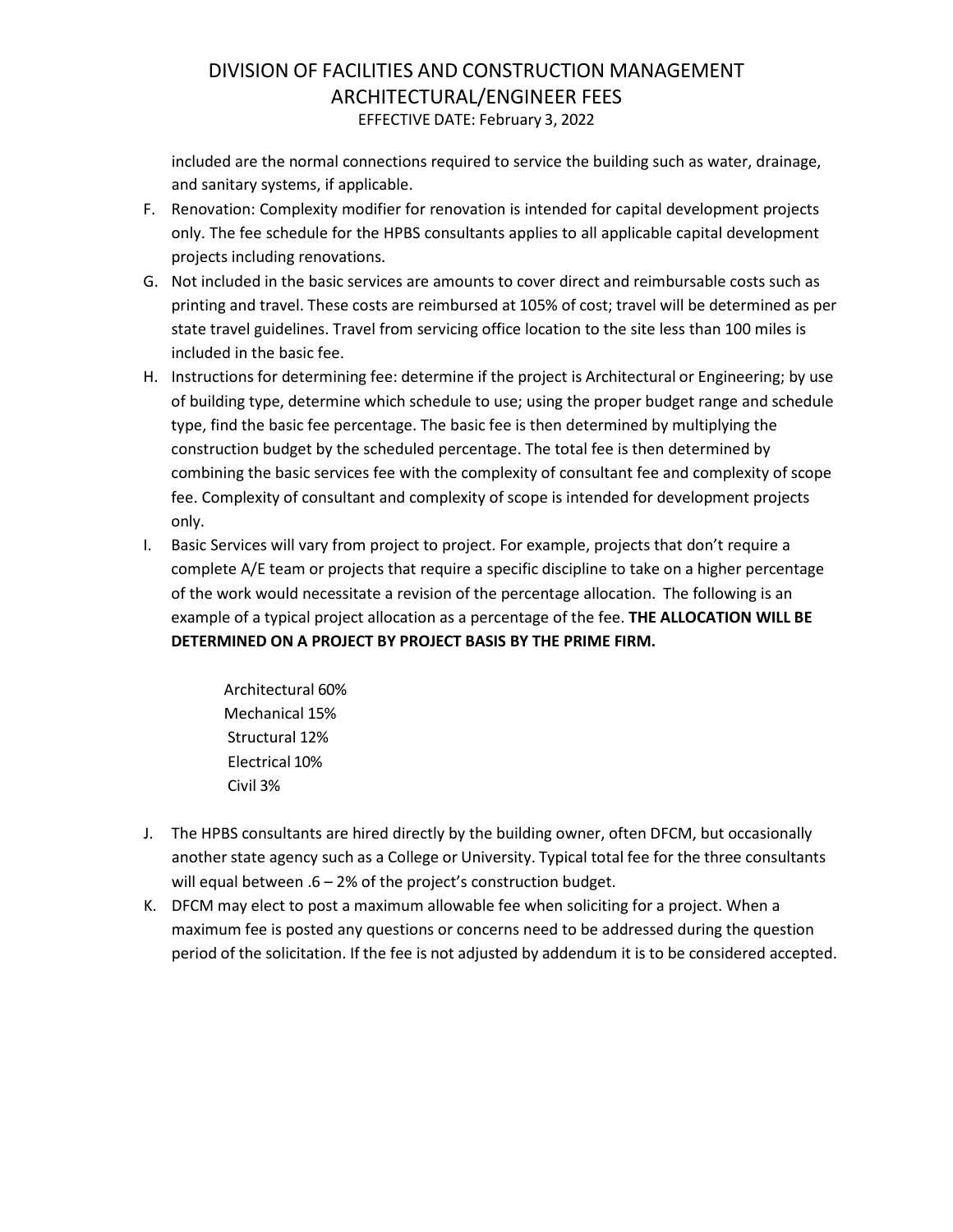included are the normal connections required to service the building such as water, drainage, and sanitary systems, if applicable.

F. Renovation: Complexity modifier for renovation is intended for capital development projects only. The fee schedule for the HPBS consultants applies to all applicable capital development projects including renovations.

G. Not included in the basic services are amounts to cover direct and reimbursable costs such as printing and travel. These costs are reimbursed at 105% of cost; travel will be determined as per state travel guidelines. Travel from servicing office location to the site less than 100 miles is included in the basic fee.

H. Instructions for determining fee: determine if the project is Architectural or Engineering; by use of building type, determine which schedule to use; using the proper budget range and schedule type, find the basic fee percentage. The basic fee is then determined by multiplying the construction budget by the scheduled percentage. The total fee is then determined by combining the basic services fee with the complexity of consultant fee and complexity of scope fee. Complexity of consultant and complexity of scope is intended for development projects only.

I. Basic Services will vary from project to project. For example, projects that don't require a complete A/E team or projects that require a specific discipline to take on a higher percentage of the work would necessitate a revision of the percentage allocation. The following is an example of a typical project allocation as a percentage of the fee. **THE ALLOCATION WILL BE DETERMINED ON A PROJECT BY PROJECT BASIS BY THE PRIME FIRM.**

   Architectural 60%
   Mechanical 15%
   Structural 12%
   Electrical 10%
   Civil 3%

J. The HPBS consultants are hired directly by the building owner, often DFCM, but occasionally another state agency such as a College or University. Typical total fee for the three consultants will equal between .6 – 2% of the project's construction budget.

K. DFCM may elect to post a maximum allowable fee when soliciting for a project. When a maximum fee is posted any questions or concerns need to be addressed during the question period of the solicitation. If the fee is not adjusted by addendum it is to be considered accepted.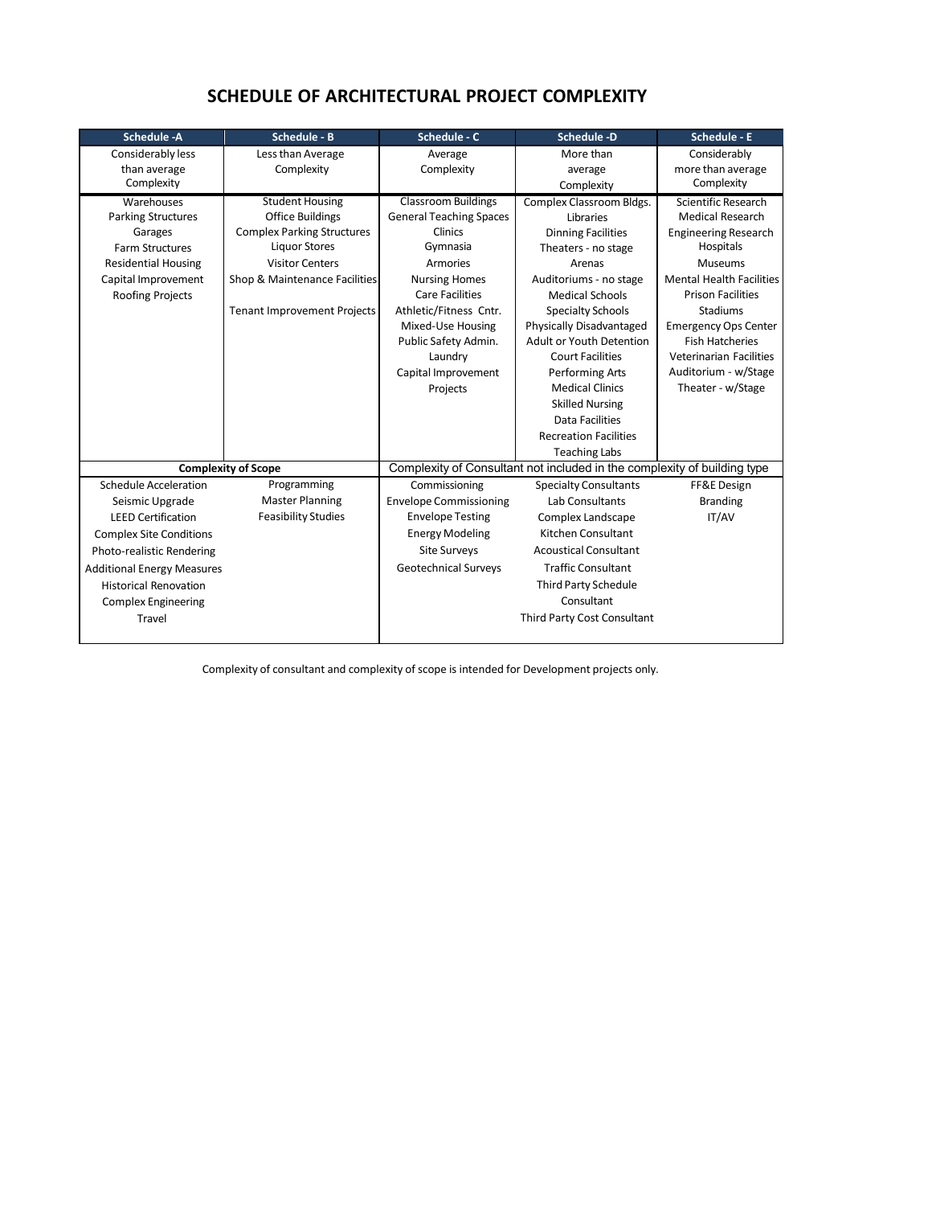# SCHEDULE OF ARCHITECTURAL PROJECT COMPLEXITY

| Schedule -A | Schedule - B | Schedule - C | Schedule -D | Schedule - E |
|---|---|---|---|---|
| Considerably less than average Complexity | Less than Average Complexity | Average Complexity | More than average Complexity | Considerably more than average Complexity |
| Warehouses | Student Housing | Classroom Buildings | Complex Classroom Bldgs. | Scientific Research |
| Parking Structures | Office Buildings | General Teaching Spaces | Libraries | Medical Research |
| Garages | Complex Parking Structures | Clinics | Dinning Facilities | Engineering Research |
| Farm Structures | Liquor Stores | Gymnasia | Theaters - no stage | Hospitals |
| Residential Housing | Visitor Centers | Armories | Arenas | Museums |
| Capital Improvement | Shop & Maintenance Facilities | Nursing Homes | Auditoriums - no stage | Mental Health Facilities |
| Roofing Projects | | Care Facilities | Medical Schools | Prison Facilities |
| | Tenant Improvement Projects | Athletic/Fitness Cntr. | Specialty Schools | Stadiums |
| | | Mixed-Use Housing | Physically Disadvantaged | Emergency Ops Center |
| | | Public Safety Admin. | Adult or Youth Detention | Fish Hatcheries |
| | | Laundry | Court Facilities | Veterinarian Facilities |
| | | Capital Improvement Projects | Performing Arts | Auditorium - w/Stage |
| | | | Medical Clinics | Theater - w/Stage |
| | | | Skilled Nursing | |
| | | | Data Facilities | |
| | | | Recreation Facilities | |
| | | | Teaching Labs | |
| **Complexity of Scope** | | Complexity of Consultant not included in the complexity of building type | | |
| Schedule Acceleration | Programming | Commissioning | Specialty Consultants | FF&E Design |
| Seismic Upgrade | Master Planning | Envelope Commissioning | Lab Consultants | Branding |
| LEED Certification | Feasibility Studies | Envelope Testing | Complex Landscape | IT/AV |
| Complex Site Conditions | | Energy Modeling | Kitchen Consultant | |
| Photo-realistic Rendering | | Site Surveys | Acoustical Consultant | |
| Additional Energy Measures | | Geotechnical Surveys | Traffic Consultant | |
| Historical Renovation | | | Third Party Schedule Consultant | |
| Complex Engineering | | | Third Party Cost Consultant | |
| Travel | | | | |

Complexity of consultant and complexity of scope is intended for Development projects only.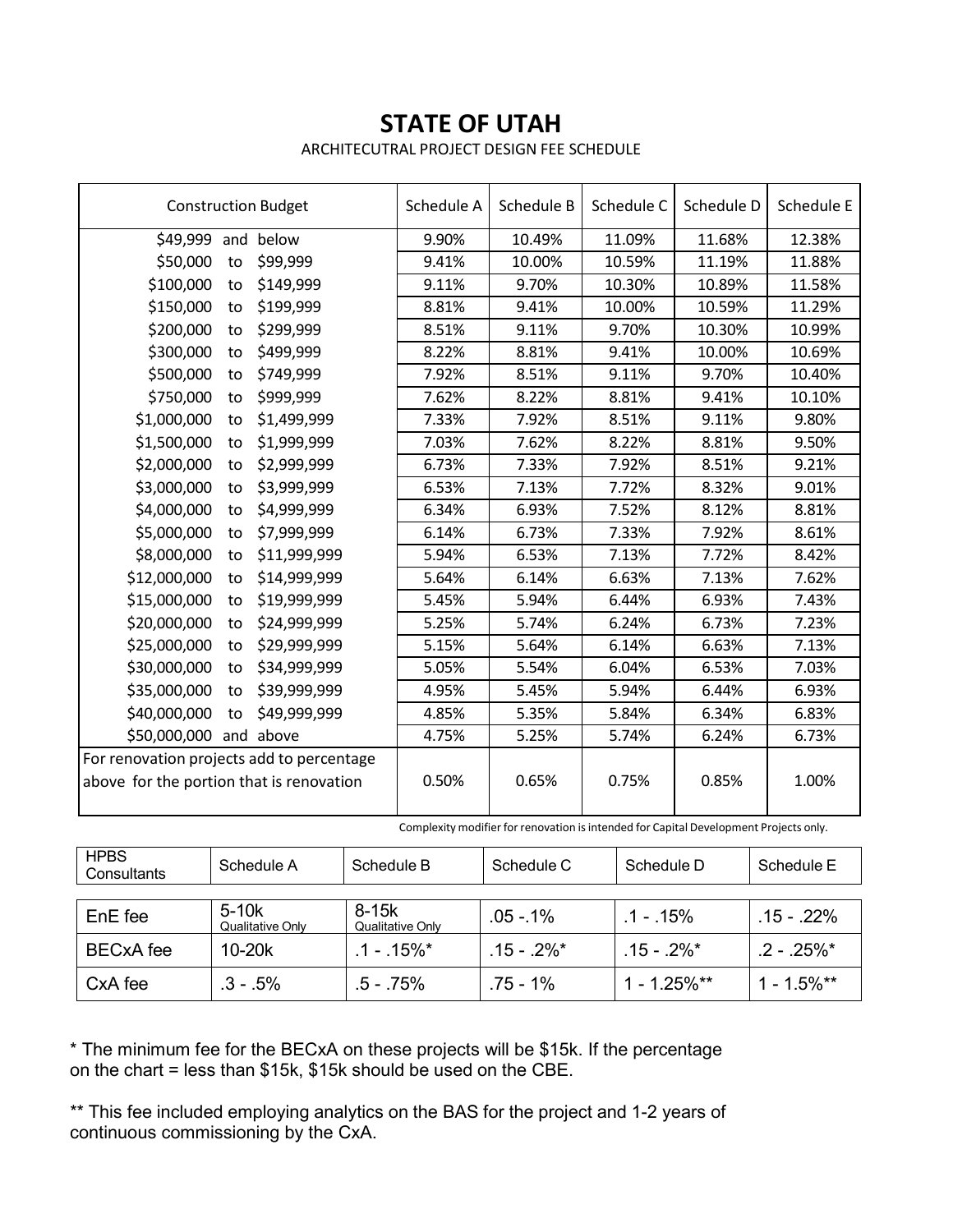# STATE OF UTAH

ARCHITECUTRAL PROJECT DESIGN FEE SCHEDULE

| Construction Budget | Schedule A | Schedule B | Schedule C | Schedule D | Schedule E |
|---|---|---|---|---|---|
| $49,999 and below | 9.90% | 10.49% | 11.09% | 11.68% | 12.38% |
| $50,000 to $99,999 | 9.41% | 10.00% | 10.59% | 11.19% | 11.88% |
| $100,000 to $149,999 | 9.11% | 9.70% | 10.30% | 10.89% | 11.58% |
| $150,000 to $199,999 | 8.81% | 9.41% | 10.00% | 10.59% | 11.29% |
| $200,000 to $299,999 | 8.51% | 9.11% | 9.70% | 10.30% | 10.99% |
| $300,000 to $499,999 | 8.22% | 8.81% | 9.41% | 10.00% | 10.69% |
| $500,000 to $749,999 | 7.92% | 8.51% | 9.11% | 9.70% | 10.40% |
| $750,000 to $999,999 | 7.62% | 8.22% | 8.81% | 9.41% | 10.10% |
| $1,000,000 to $1,499,999 | 7.33% | 7.92% | 8.51% | 9.11% | 9.80% |
| $1,500,000 to $1,999,999 | 7.03% | 7.62% | 8.22% | 8.81% | 9.50% |
| $2,000,000 to $2,999,999 | 6.73% | 7.33% | 7.92% | 8.51% | 9.21% |
| $3,000,000 to $3,999,999 | 6.53% | 7.13% | 7.72% | 8.32% | 9.01% |
| $4,000,000 to $4,999,999 | 6.34% | 6.93% | 7.52% | 8.12% | 8.81% |
| $5,000,000 to $7,999,999 | 6.14% | 6.73% | 7.33% | 7.92% | 8.61% |
| $8,000,000 to $11,999,999 | 5.94% | 6.53% | 7.13% | 7.72% | 8.42% |
| $12,000,000 to $14,999,999 | 5.64% | 6.14% | 6.63% | 7.13% | 7.62% |
| $15,000,000 to $19,999,999 | 5.45% | 5.94% | 6.44% | 6.93% | 7.43% |
| $20,000,000 to $24,999,999 | 5.25% | 5.74% | 6.24% | 6.73% | 7.23% |
| $25,000,000 to $29,999,999 | 5.15% | 5.64% | 6.14% | 6.63% | 7.13% |
| $30,000,000 to $34,999,999 | 5.05% | 5.54% | 6.04% | 6.53% | 7.03% |
| $35,000,000 to $39,999,999 | 4.95% | 5.45% | 5.94% | 6.44% | 6.93% |
| $40,000,000 to $49,999,999 | 4.85% | 5.35% | 5.84% | 6.34% | 6.83% |
| $50,000,000 and above | 4.75% | 5.25% | 5.74% | 6.24% | 6.73% |
| For renovation projects add to percentage above for the portion that is renovation | 0.50% | 0.65% | 0.75% | 0.85% | 1.00% |

Complexity modifier for renovation is intended for Capital Development Projects only.

| HPBS Consultants | Schedule A | Schedule B | Schedule C | Schedule D | Schedule E |
|---|---|---|---|---|---|
| EnE fee | 5-10k Qualitative Only | 8-15k Qualitative Only | .05 -.1% | .1 - .15% | .15 - .22% |
| BECxA fee | 10-20k | .1 - .15%* | .15 - .2%* | .15 - .2%* | .2 - .25%* |
| CxA fee | .3 - .5% | .5 - .75% | .75 - 1% | 1 - 1.25%** | 1 - 1.5%** |

* The minimum fee for the BECxA on these projects will be $15k. If the percentage on the chart = less than $15k, $15k should be used on the CBE.

** This fee included employing analytics on the BAS for the project and 1-2 years of continuous commissioning by the CxA.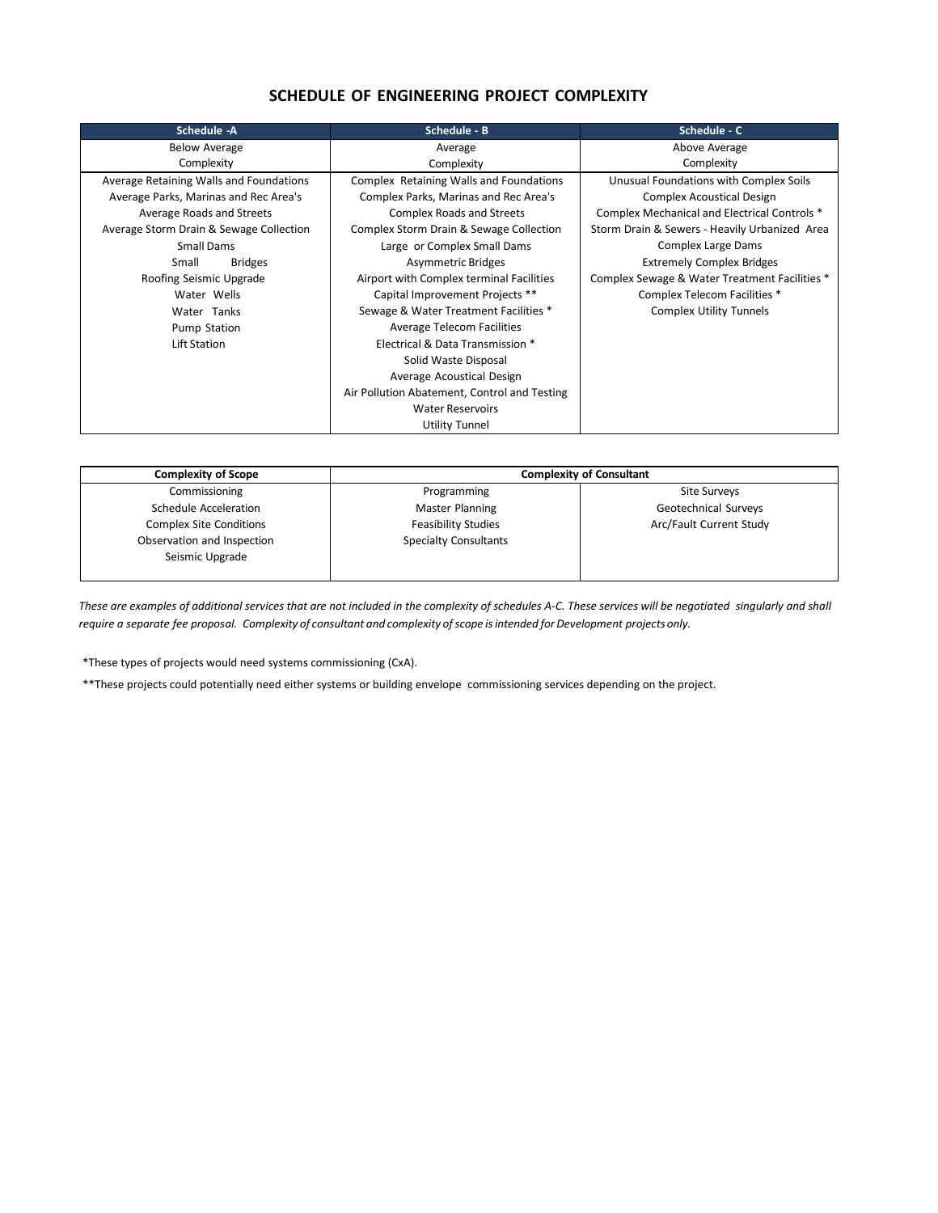## SCHEDULE OF ENGINEERING PROJECT COMPLEXITY

| Schedule -A | Schedule - B | Schedule - C |
|---|---|---|
| Below Average Complexity | Average Complexity | Above Average Complexity |
| Average Retaining Walls and Foundations | Complex Retaining Walls and Foundations | Unusual Foundations with Complex Soils |
| Average Parks, Marinas and Rec Area's | Complex Parks, Marinas and Rec Area's | Complex Acoustical Design |
| Average Roads and Streets | Complex Roads and Streets | Complex Mechanical and Electrical Controls * |
| Average Storm Drain & Sewage Collection | Complex Storm Drain & Sewage Collection | Storm Drain & Sewers - Heavily Urbanized Area |
| Small Dams | Large or Complex Small Dams | Complex Large Dams |
| Small Bridges | Asymmetric Bridges | Extremely Complex Bridges |
| Roofing Seismic Upgrade | Airport with Complex terminal Facilities | Complex Sewage & Water Treatment Facilities * |
| Water Wells | Capital Improvement Projects ** | Complex Telecom Facilities * |
| Water Tanks | Sewage & Water Treatment Facilities * | Complex Utility Tunnels |
| Pump Station | Average Telecom Facilities | |
| Lift Station | Electrical & Data Transmission * | |
| | Solid Waste Disposal | |
| | Average Acoustical Design | |
| | Air Pollution Abatement, Control and Testing | |
| | Water Reservoirs | |
| | Utility Tunnel | |

| Complexity of Scope | Complexity of Consultant | |
|---|---|---|
| Commissioning | Programming | Site Surveys |
| Schedule Acceleration | Master Planning | Geotechnical Surveys |
| Complex Site Conditions | Feasibility Studies | Arc/Fault Current Study |
| Observation and Inspection | Specialty Consultants | |
| Seismic Upgrade | | |

*These are examples of additional services that are not included in the complexity of schedules A-C. These services will be negotiated singularly and shall require a separate fee proposal. Complexity of consultant and complexity of scope is intended for Development projects only.*

*These types of projects would need systems commissioning (CxA).

**These projects could potentially need either systems or building envelope commissioning services depending on the project.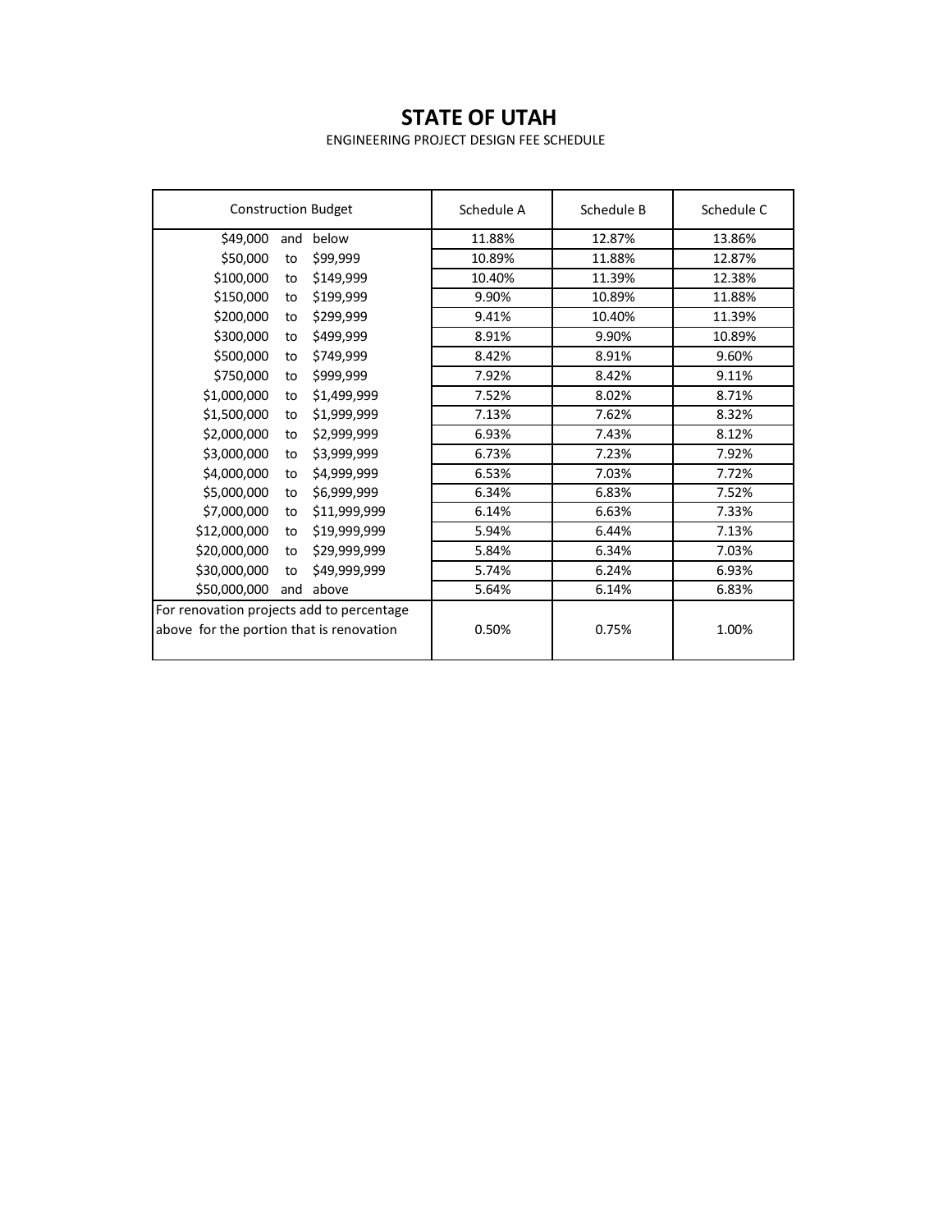# STATE OF UTAH

ENGINEERING PROJECT DESIGN FEE SCHEDULE

| Construction Budget | Schedule A | Schedule B | Schedule C |
|---|---|---|---|
| $49,000 and below | 11.88% | 12.87% | 13.86% |
| $50,000 to $99,999 | 10.89% | 11.88% | 12.87% |
| $100,000 to $149,999 | 10.40% | 11.39% | 12.38% |
| $150,000 to $199,999 | 9.90% | 10.89% | 11.88% |
| $200,000 to $299,999 | 9.41% | 10.40% | 11.39% |
| $300,000 to $499,999 | 8.91% | 9.90% | 10.89% |
| $500,000 to $749,999 | 8.42% | 8.91% | 9.60% |
| $750,000 to $999,999 | 7.92% | 8.42% | 9.11% |
| $1,000,000 to $1,499,999 | 7.52% | 8.02% | 8.71% |
| $1,500,000 to $1,999,999 | 7.13% | 7.62% | 8.32% |
| $2,000,000 to $2,999,999 | 6.93% | 7.43% | 8.12% |
| $3,000,000 to $3,999,999 | 6.73% | 7.23% | 7.92% |
| $4,000,000 to $4,999,999 | 6.53% | 7.03% | 7.72% |
| $5,000,000 to $6,999,999 | 6.34% | 6.83% | 7.52% |
| $7,000,000 to $11,999,999 | 6.14% | 6.63% | 7.33% |
| $12,000,000 to $19,999,999 | 5.94% | 6.44% | 7.13% |
| $20,000,000 to $29,999,999 | 5.84% | 6.34% | 7.03% |
| $30,000,000 to $49,999,999 | 5.74% | 6.24% | 6.93% |
| $50,000,000 and above | 5.64% | 6.14% | 6.83% |
| For renovation projects add to percentage above for the portion that is renovation | 0.50% | 0.75% | 1.00% |